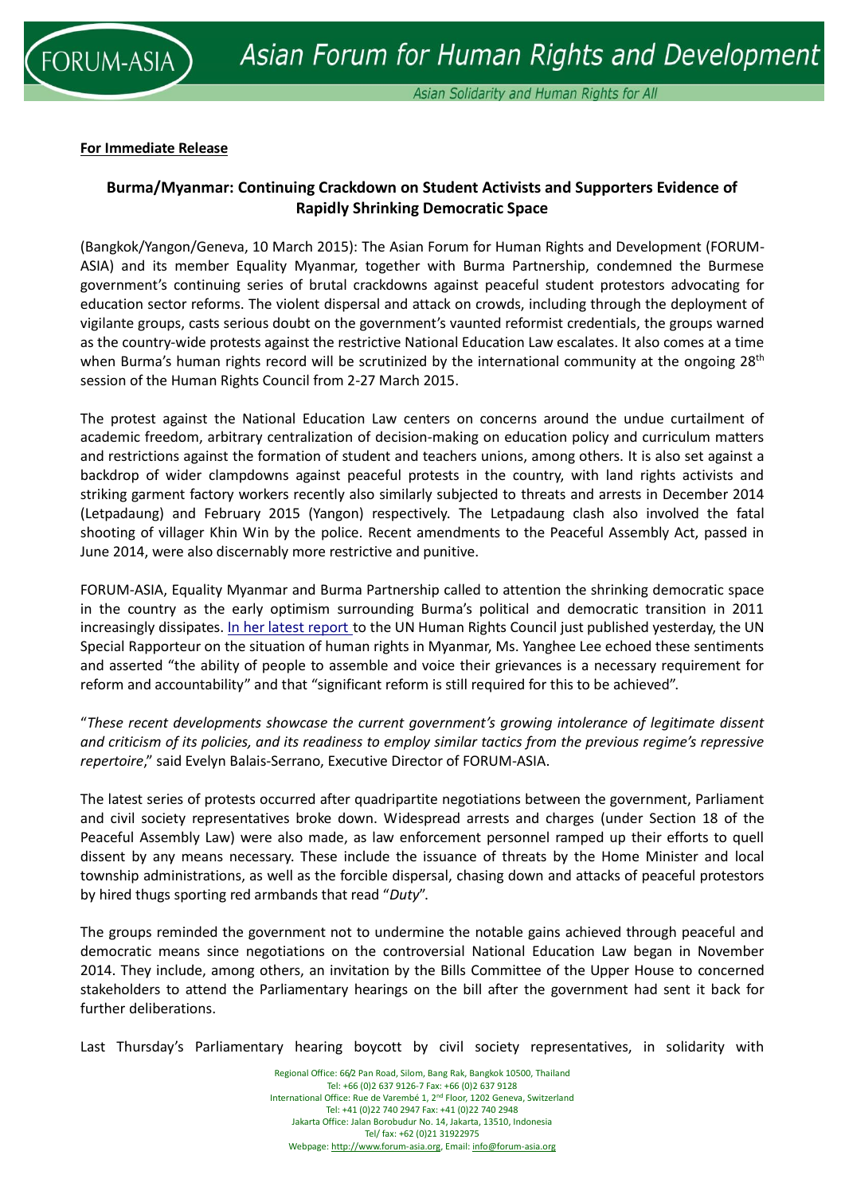**For Immediate Release**

## Burma/Myanmar: Continuing Crackdown on Student Activists and Supporters Evidence of Rapidly Shrinking Democratic Space

(Bangkok/Yangon/Geneva, 10 March 2015): The Asian Forum for Human Rights and Development (FORUM-ASIA) and its member Equality Myanmar, together with Burma Partnership, condemned the Burmese government's continuing series of brutal crackdowns against peaceful student protestors advocating for education sector reforms. The violent dispersal and attack on crowds, including through the deployment of vigilante groups, casts serious doubt on the government's vaunted reformist credentials, the groups warned as the country-wide protests against the restrictive National Education Law escalates. It also comes at a time when Burma's human rights record will be scrutinized by the international community at the ongoing 28th session of the Human Rights Council from 2-27 March 2015.

The protest against the National Education Law centers on concerns around the undue curtailment of academic freedom, arbitrary centralization of decision-making on education policy and curriculum matters and restrictions against the formation of student and teachers unions, among others. It is also set against a backdrop of wider clampdowns against peaceful protests in the country, with land rights activists and striking garment factory workers recently also similarly subjected to threats and arrests in December 2014 (Letpadaung) and February 2015 (Yangon) respectively. The Letpadaung clash also involved the fatal shooting of villager Khin Win by the police. Recent amendments to the Peaceful Assembly Act, passed in June 2014, were also discernably more restrictive and punitive.

FORUM-ASIA, Equality Myanmar and Burma Partnership called to attention the shrinking democratic space in the country as the early optimism surrounding Burma's political and democratic transition in 2011 increasingly dissipates. In her latest report to the UN Human Rights Council just published yesterday, the UN Special Rapporteur on the situation of human rights in Myanmar, Ms. Yanghee Lee echoed these sentiments and asserted "the ability of people to assemble and voice their grievances is a necessary requirement for reform and accountability" and that "significant reform is still required for this to be achieved".

"*These recent developments showcase the current government's growing intolerance of legitimate dissent and criticism of its policies, and its readiness to employ similar tactics from the previous regime's repressive repertoire*," said Evelyn Balais-Serrano, Executive Director of FORUM-ASIA.

The latest series of protests occurred after quadripartite negotiations between the government, Parliament and civil society representatives broke down. Widespread arrests and charges (under Section 18 of the Peaceful Assembly Law) were also made, as law enforcement personnel ramped up their efforts to quell dissent by any means necessary. These include the issuance of threats by the Home Minister and local township administrations, as well as the forcible dispersal, chasing down and attacks of peaceful protestors by hired thugs sporting red armbands that read "*Duty*".

The groups reminded the government not to undermine the notable gains achieved through peaceful and democratic means since negotiations on the controversial National Education Law began in November 2014. They include, among others, an invitation by the Bills Committee of the Upper House to concerned stakeholders to attend the Parliamentary hearings on the bill after the government had sent it back for further deliberations.

Last Thursday's Parliamentary hearing boycott by civil society representatives, in solidarity with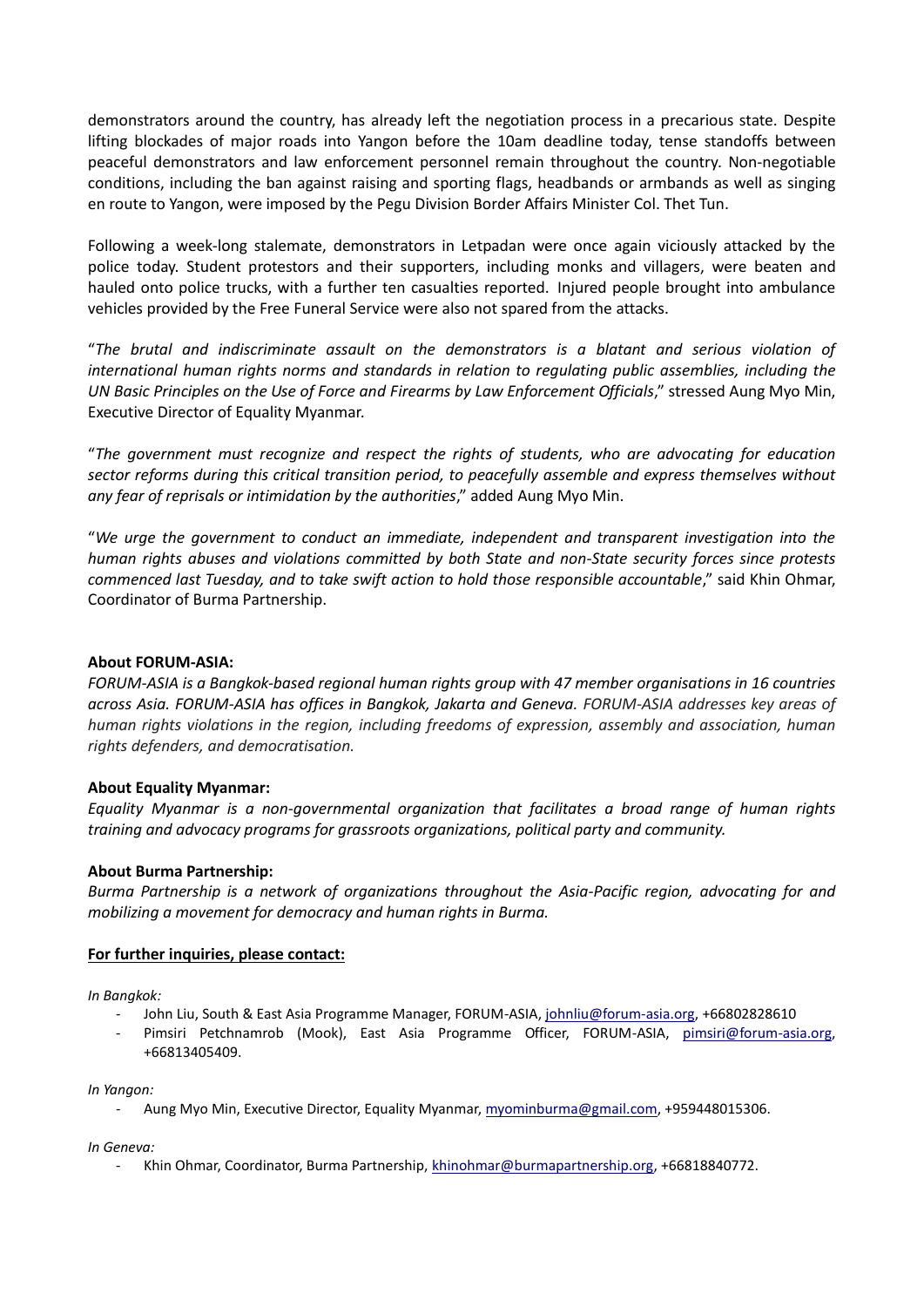demonstrators around the country, has already left the negotiation process in a precarious state. Despite lifting blockades of major roads into Yangon before the 10am deadline today, tense standoffs between peaceful demonstrators and law enforcement personnel remain throughout the country. Non-negotiable conditions, including the ban against raising and sporting flags, headbands or armbands as well as singing en route to Yangon, were imposed by the Pegu Division Border Affairs Minister Col. Thet Tun.

Following a week-long stalemate, demonstrators in Letpadan were once again viciously attacked by the police today. Student protestors and their supporters, including monks and villagers, were beaten and hauled onto police trucks, with a further ten casualties reported. Injured people brought into ambulance vehicles provided by the Free Funeral Service were also not spared from the attacks.

"*The brutal and indiscriminate assault on the demonstrators is a blatant and serious violation of international human rights norms and standards in relation to regulating public assemblies, including the UN Basic Principles on the Use of Force and Firearms by Law Enforcement Officials*," stressed Aung Myo Min, Executive Director of Equality Myanmar.

"*The government must recognize and respect the rights of students, who are advocating for education sector reforms during this critical transition period, to peacefully assemble and express themselves without any fear of reprisals or intimidation by the authorities*," added Aung Myo Min.

"*We urge the government to conduct an immediate, independent and transparent investigation into the human rights abuses and violations committed by both State and non-State security forces since protests commenced last Tuesday, and to take swift action to hold those responsible accountable*," said Khin Ohmar, Coordinator of Burma Partnership.

**About FORUM-ASIA:**

*FORUM-ASIA is a Bangkok-based regional human rights group with 47 member organisations in 16 countries across Asia. FORUM-ASIA has offices in Bangkok, Jakarta and Geneva. FORUM-ASIA addresses key areas of human rights violations in the region, including freedoms of expression, assembly and association, human rights defenders, and democratisation.*

**About Equality Myanmar:**

*Equality Myanmar is a non-governmental organization that facilitates a broad range of human rights training and advocacy programs for grassroots organizations, political party and community.*

**About Burma Partnership:**

*Burma Partnership is a network of organizations throughout the Asia-Pacific region, advocating for and mobilizing a movement for democracy and human rights in Burma.*

**For further inquiries, please contact:**

*In Bangkok:*

- John Liu, South & East Asia Programme Manager, FORUM-ASIA, johnliu@forum-asia.org, +66802828610
- Pimsiri Petchnamrob (Mook), East Asia Programme Officer, FORUM-ASIA, pimsiri@forum-asia.org, +66813405409.

*In Yangon:*

- Aung Myo Min, Executive Director, Equality Myanmar, myominburma@gmail.com, +959448015306.

*In Geneva:*

- Khin Ohmar, Coordinator, Burma Partnership, khinohmar@burmapartnership.org, +66818840772.